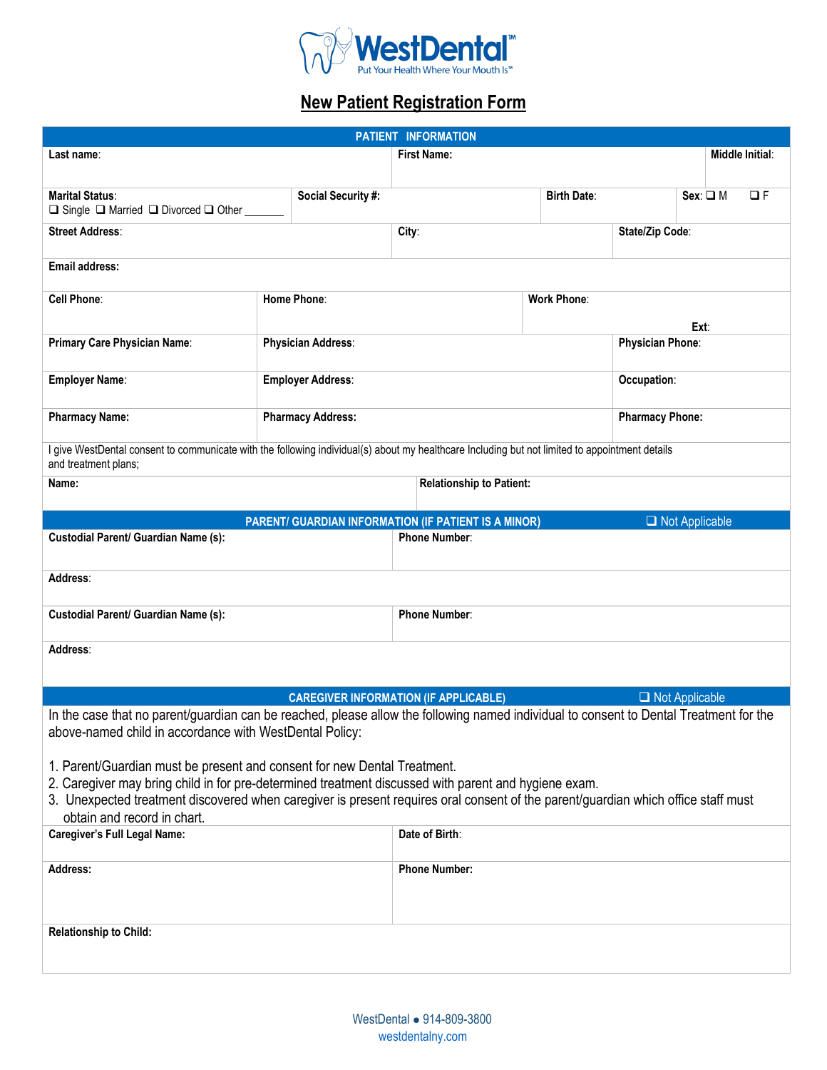WestDental™
Put Your Health Where Your Mouth Is℠

# New Patient Registration Form

## PATIENT INFORMATION

| Last name: | First Name: | Middle Initial: |
|---|---|---|

| Marital Status: ❑ Single ❑ Married ❑ Divorced ❑ Other _______ | Social Security #: | Birth Date: | Sex: ❑ M ❑ F |
|---|---|---|---|

| Street Address: | City: | State/Zip Code: |
|---|---|---|

**Email address:**

| Cell Phone: | Home Phone: | Work Phone: Ext: |
|---|---|---|
| **Primary Care Physician Name:** | **Physician Address:** | **Physician Phone:** |
| **Employer Name:** | **Employer Address:** | **Occupation:** |
| **Pharmacy Name:** | **Pharmacy Address:** | **Pharmacy Phone:** |

I give WestDental consent to communicate with the following individual(s) about my healthcare Including but not limited to appointment details and treatment plans;

| Name: | Relationship to Patient: |
|---|---|

## PARENT/ GUARDIAN INFORMATION (IF PATIENT IS A MINOR) ❑ Not Applicable

| Custodial Parent/ Guardian Name (s): | Phone Number: |
|---|---|

**Address:**

| Custodial Parent/ Guardian Name (s): | Phone Number: |
|---|---|

**Address:**

## CAREGIVER INFORMATION (IF APPLICABLE) ❑ Not Applicable

In the case that no parent/guardian can be reached, please allow the following named individual to consent to Dental Treatment for the above-named child in accordance with WestDental Policy:

1. Parent/Guardian must be present and consent for new Dental Treatment.
2. Caregiver may bring child in for pre-determined treatment discussed with parent and hygiene exam.
3. Unexpected treatment discovered when caregiver is present requires oral consent of the parent/guardian which office staff must obtain and record in chart.

| Caregiver's Full Legal Name: | Date of Birth: |
|---|---|
| **Address:** | **Phone Number:** |

**Relationship to Child:**

WestDental ● 914-809-3800
westdentalny.com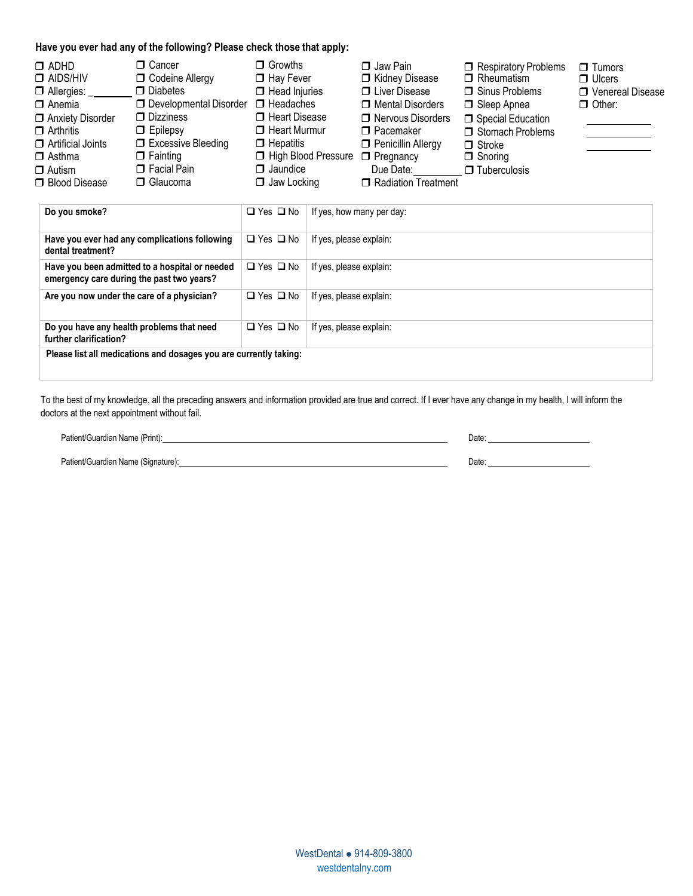**Have you ever had any of the following? Please check those that apply:**

- ❒ ADHD
- ❒ AIDS/HIV
- ❒ Allergies: _______
- ❒ Anemia
- ❒ Anxiety Disorder
- ❒ Arthritis
- ❒ Artificial Joints
- ❒ Asthma
- ❒ Autism
- ❒ Blood Disease
- ❒ Cancer
- ❒ Codeine Allergy
- ❒ Diabetes
- ❒ Developmental Disorder
- ❒ Dizziness
- ❒ Epilepsy
- ❒ Excessive Bleeding
- ❒ Fainting
- ❒ Facial Pain
- ❒ Glaucoma
- ❒ Growths
- ❒ Hay Fever
- ❒ Head Injuries
- ❒ Headaches
- ❒ Heart Disease
- ❒ Heart Murmur
- ❒ Hepatitis
- ❒ High Blood Pressure
- ❒ Jaundice
- ❒ Jaw Locking
- ❒ Jaw Pain
- ❒ Kidney Disease
- ❒ Liver Disease
- ❒ Mental Disorders
- ❒ Nervous Disorders
- ❒ Pacemaker
- ❒ Penicillin Allergy
- ❒ Pregnancy Due Date: _________
- ❒ Radiation Treatment
- ❒ Respiratory Problems
- ❒ Rheumatism
- ❒ Sinus Problems
- ❒ Sleep Apnea
- ❒ Special Education
- ❒ Stomach Problems
- ❒ Stroke
- ❒ Snoring
- ❒ Tuberculosis
- ❒ Tumors
- ❒ Ulcers
- ❒ Venereal Disease
- ❒ Other: _________

| Question | | |
|---|---|---|
| **Do you smoke?** | ❑ Yes ❑ No | If yes, how many per day: |
| **Have you ever had any complications following dental treatment?** | ❑ Yes ❑ No | If yes, please explain: |
| **Have you been admitted to a hospital or needed emergency care during the past two years?** | ❑ Yes ❑ No | If yes, please explain: |
| **Are you now under the care of a physician?** | ❑ Yes ❑ No | If yes, please explain: |
| **Do you have any health problems that need further clarification?** | ❑ Yes ❑ No | If yes, please explain: |
| **Please list all medications and dosages you are currently taking:** | | |

To the best of my knowledge, all the preceding answers and information provided are true and correct. If I ever have any change in my health, I will inform the doctors at the next appointment without fail.

Patient/Guardian Name (Print):_______________________________________ Date: _______________

Patient/Guardian Name (Signature):___________________________________ Date: _______________

WestDental ● 914-809-3800
westdentalny.com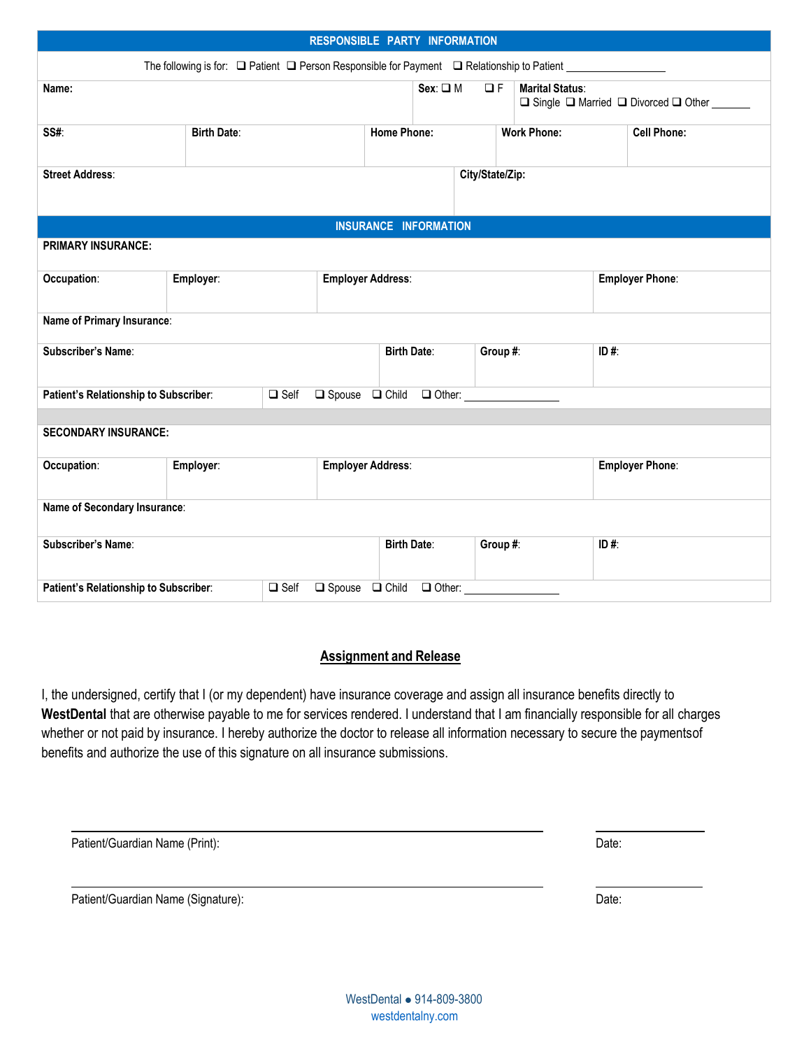## RESPONSIBLE PARTY INFORMATION

The following is for: ❑ Patient ❑ Person Responsible for Payment ❑ Relationship to Patient ________________

| Name: | | | Sex: ❑ M ❑ F | Marital Status: ❑ Single ❑ Married ❑ Divorced ❑ Other _______ |
|---|---|---|---|---|
| **SS#:** | **Birth Date:** | **Home Phone:** | **Work Phone:** | **Cell Phone:** |
| **Street Address:** | | | **City/State/Zip:** | |

## INSURANCE INFORMATION

**PRIMARY INSURANCE:**

| Occupation: | Employer: | Employer Address: | Employer Phone: |
|---|---|---|---|
| **Name of Primary Insurance:** | | | |
| **Subscriber's Name:** | **Birth Date:** | **Group #:** | **ID #:** |
| **Patient's Relationship to Subscriber:** | ❑ Self ❑ Spouse ❑ Child ❑ Other: ________________ | | |

**SECONDARY INSURANCE:**

| Occupation: | Employer: | Employer Address: | Employer Phone: |
|---|---|---|---|
| **Name of Secondary Insurance:** | | | |
| **Subscriber's Name:** | **Birth Date:** | **Group #:** | **ID #:** |
| **Patient's Relationship to Subscriber:** | ❑ Self ❑ Spouse ❑ Child ❑ Other: ________________ | | |

## Assignment and Release

I, the undersigned, certify that I (or my dependent) have insurance coverage and assign all insurance benefits directly to **WestDental** that are otherwise payable to me for services rendered. I understand that I am financially responsible for all charges whether or not paid by insurance. I hereby authorize the doctor to release all information necessary to secure the paymentsof benefits and authorize the use of this signature on all insurance submissions.

Patient/Guardian Name (Print): ________________________________ Date: ____________

Patient/Guardian Name (Signature): ________________________________ Date: ____________

WestDental ● 914-809-3800
westdentalny.com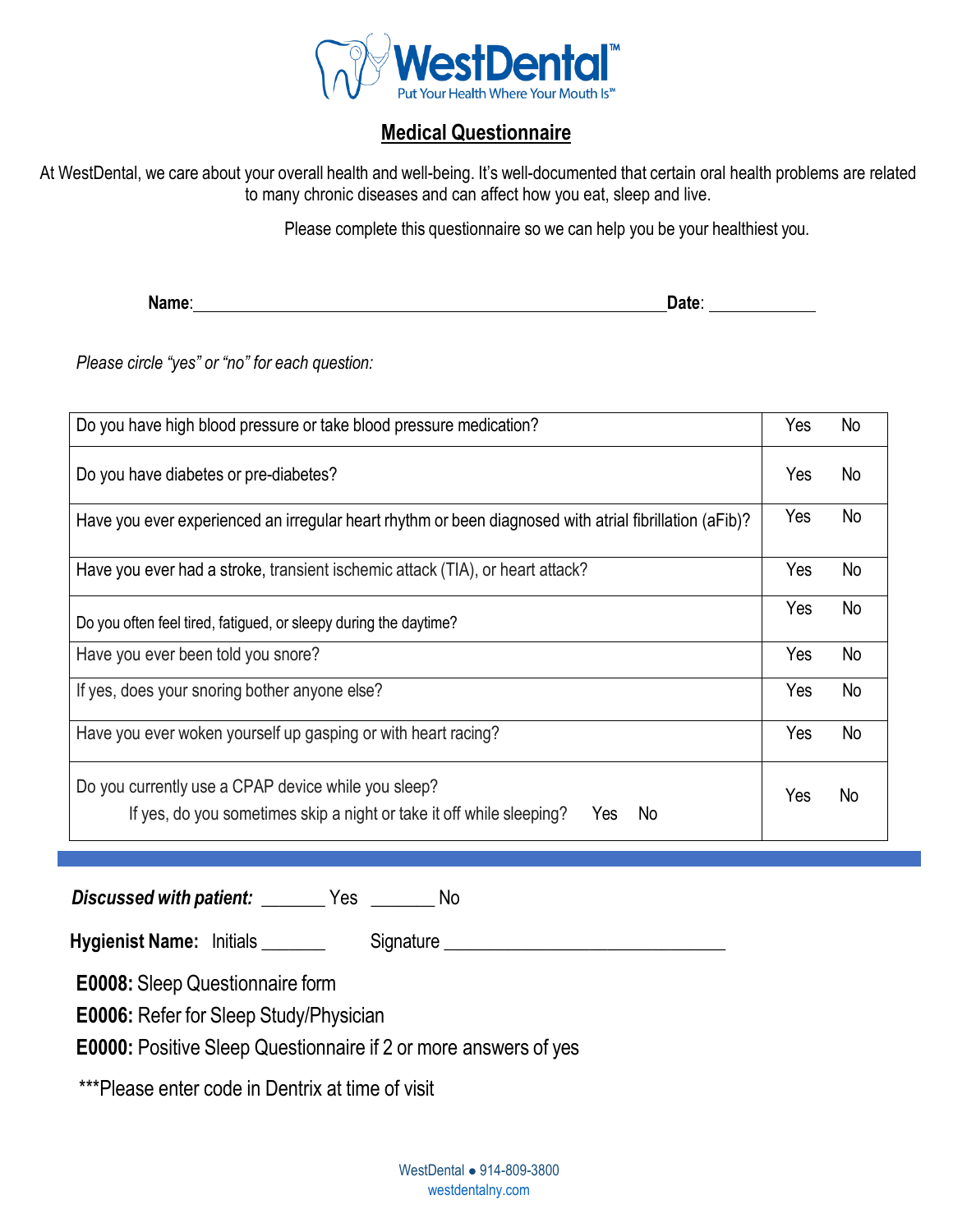WestDental™

Put Your Health Where Your Mouth Is℠

## Medical Questionnaire

At WestDental, we care about your overall health and well-being. It's well-documented that certain oral health problems are related to many chronic diseases and can affect how you eat, sleep and live.

Please complete this questionnaire so we can help you be your healthiest you.

**Name**:\_\_\_\_\_\_\_\_\_\_\_\_\_\_\_\_\_\_\_\_\_\_\_\_\_\_\_\_\_\_\_\_\_\_\_\_\_\_\_\_\_\_\_\_\_\_\_\_\_\_\_\_ **Date**: \_\_\_\_\_\_\_\_\_\_\_\_

*Please circle "yes" or "no" for each question:*

| Question | |
|---|---|
| Do you have high blood pressure or take blood pressure medication? | Yes No |
| Do you have diabetes or pre-diabetes? | Yes No |
| Have you ever experienced an irregular heart rhythm or been diagnosed with atrial fibrillation (aFib)? | Yes No |
| Have you ever had a stroke, transient ischemic attack (TIA), or heart attack? | Yes No |
| Do you often feel tired, fatigued, or sleepy during the daytime? | Yes No |
| Have you ever been told you snore? | Yes No |
| If yes, does your snoring bother anyone else? | Yes No |
| Have you ever woken yourself up gasping or with heart racing? | Yes No |
| Do you currently use a CPAP device while you sleep?<br>If yes, do you sometimes skip a night or take it off while sleeping? Yes No | Yes No |

***Discussed with patient:*** \_\_\_\_\_\_\_ Yes \_\_\_\_\_\_\_ No

**Hygienist Name:** Initials \_\_\_\_\_\_\_ Signature \_\_\_\_\_\_\_\_\_\_\_\_\_\_\_\_\_\_\_\_\_\_\_\_\_\_\_\_\_\_

**E0008:** Sleep Questionnaire form

**E0006:** Refer for Sleep Study/Physician

**E0000:** Positive Sleep Questionnaire if 2 or more answers of yes

***Please enter code in Dentrix at time of visit

WestDental ● 914-809-3800
westdentalny.com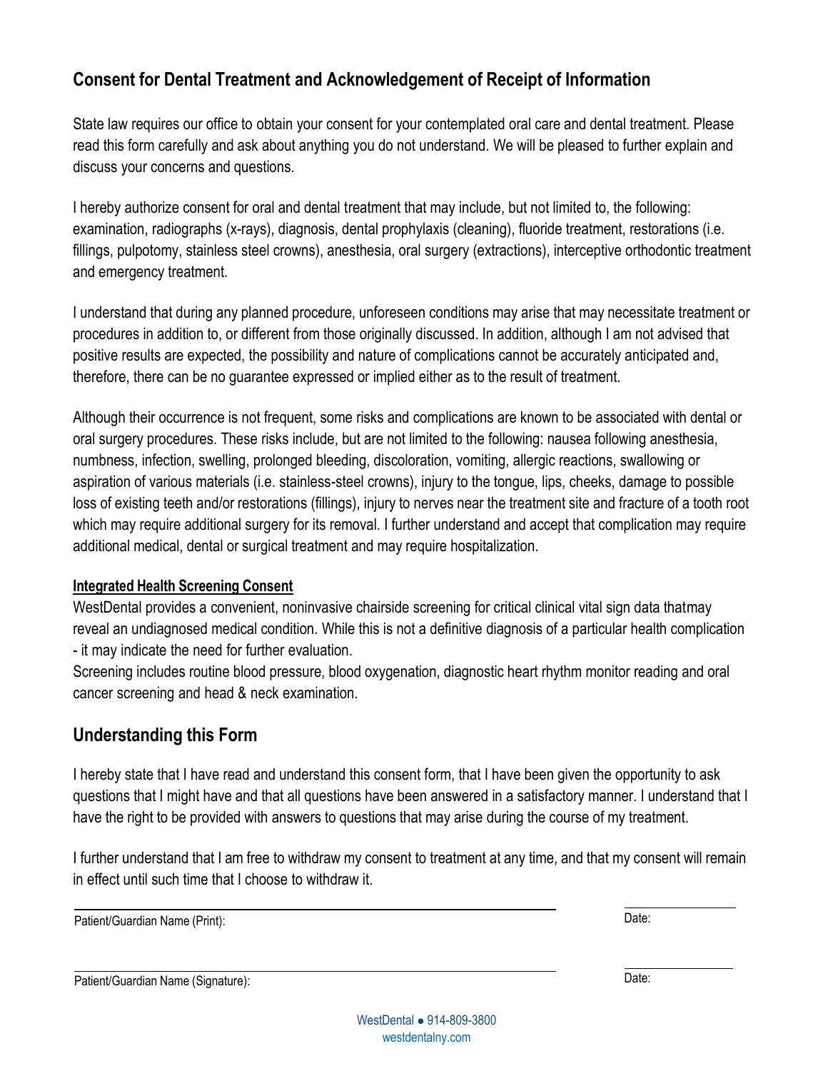## Consent for Dental Treatment and Acknowledgement of Receipt of Information

State law requires our office to obtain your consent for your contemplated oral care and dental treatment. Please read this form carefully and ask about anything you do not understand. We will be pleased to further explain and discuss your concerns and questions.

I hereby authorize consent for oral and dental treatment that may include, but not limited to, the following: examination, radiographs (x-rays), diagnosis, dental prophylaxis (cleaning), fluoride treatment, restorations (i.e. fillings, pulpotomy, stainless steel crowns), anesthesia, oral surgery (extractions), interceptive orthodontic treatment and emergency treatment.

I understand that during any planned procedure, unforeseen conditions may arise that may necessitate treatment or procedures in addition to, or different from those originally discussed. In addition, although I am not advised that positive results are expected, the possibility and nature of complications cannot be accurately anticipated and, therefore, there can be no guarantee expressed or implied either as to the result of treatment.

Although their occurrence is not frequent, some risks and complications are known to be associated with dental or oral surgery procedures. These risks include, but are not limited to the following: nausea following anesthesia, numbness, infection, swelling, prolonged bleeding, discoloration, vomiting, allergic reactions, swallowing or aspiration of various materials (i.e. stainless-steel crowns), injury to the tongue, lips, cheeks, damage to possible loss of existing teeth and/or restorations (fillings), injury to nerves near the treatment site and fracture of a tooth root which may require additional surgery for its removal. I further understand and accept that complication may require additional medical, dental or surgical treatment and may require hospitalization.

**Integrated Health Screening Consent**

WestDental provides a convenient, noninvasive chairside screening for critical clinical vital sign data thatmay reveal an undiagnosed medical condition. While this is not a definitive diagnosis of a particular health complication - it may indicate the need for further evaluation.

Screening includes routine blood pressure, blood oxygenation, diagnostic heart rhythm monitor reading and oral cancer screening and head & neck examination.

## Understanding this Form

I hereby state that I have read and understand this consent form, that I have been given the opportunity to ask questions that I might have and that all questions have been answered in a satisfactory manner. I understand that I have the right to be provided with answers to questions that may arise during the course of my treatment.

I further understand that I am free to withdraw my consent to treatment at any time, and that my consent will remain in effect until such time that I choose to withdraw it.

Patient/Guardian Name (Print): ______________________________ Date: __________

Patient/Guardian Name (Signature): ______________________________ Date: __________

WestDental ● 914-809-3800
westdentalny.com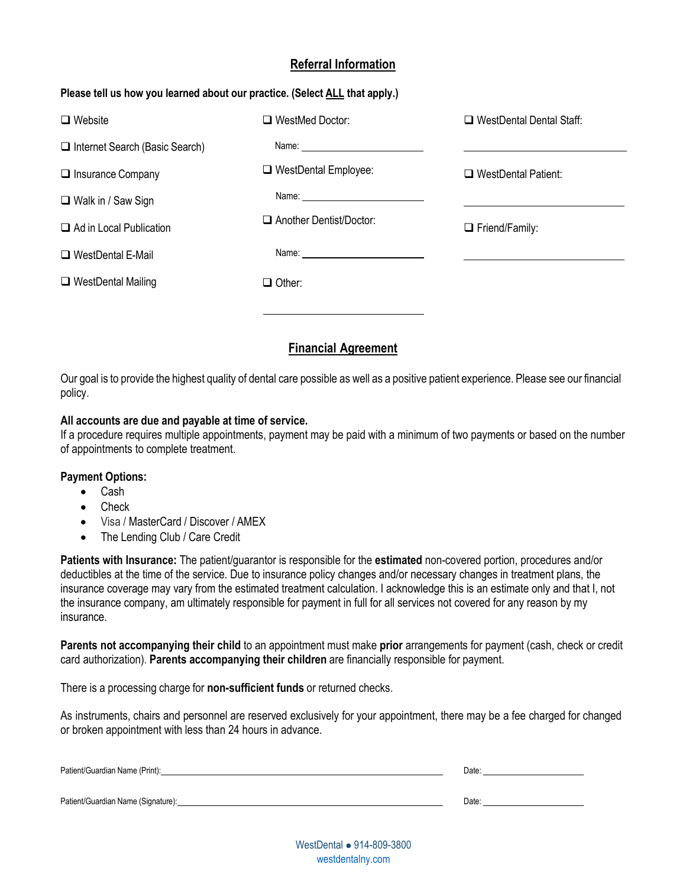## Referral Information

**Please tell us how you learned about our practice. (Select ALL that apply.)**

- ☐ Website
- ☐ Internet Search (Basic Search)
- ☐ Insurance Company
- ☐ Walk in / Saw Sign
- ☐ Ad in Local Publication
- ☐ WestDental E-Mail
- ☐ WestDental Mailing
- ☐ WestMed Doctor: Name: ______________________
- ☐ WestDental Employee: Name: ______________________
- ☐ Another Dentist/Doctor: Name: ______________________
- ☐ Other: ______________________
- ☐ WestDental Dental Staff: ______________________
- ☐ WestDental Patient: ______________________
- ☐ Friend/Family: ______________________

## Financial Agreement

Our goal is to provide the highest quality of dental care possible as well as a positive patient experience. Please see our financial policy.

**All accounts are due and payable at time of service.**
If a procedure requires multiple appointments, payment may be paid with a minimum of two payments or based on the number of appointments to complete treatment.

**Payment Options:**

- Cash
- Check
- Visa / MasterCard / Discover / AMEX
- The Lending Club / Care Credit

**Patients with Insurance:** The patient/guarantor is responsible for the **estimated** non-covered portion, procedures and/or deductibles at the time of the service. Due to insurance policy changes and/or necessary changes in treatment plans, the insurance coverage may vary from the estimated treatment calculation. I acknowledge this is an estimate only and that I, not the insurance company, am ultimately responsible for payment in full for all services not covered for any reason by my insurance.

**Parents not accompanying their child** to an appointment must make **prior** arrangements for payment (cash, check or credit card authorization). **Parents accompanying their children** are financially responsible for payment.

There is a processing charge for **non-sufficient funds** or returned checks.

As instruments, chairs and personnel are reserved exclusively for your appointment, there may be a fee charged for changed or broken appointment with less than 24 hours in advance.

Patient/Guardian Name (Print): ________________________________________ Date: ______________

Patient/Guardian Name (Signature): ________________________________________ Date: ______________

WestDental ● 914-809-3800
westdentalny.com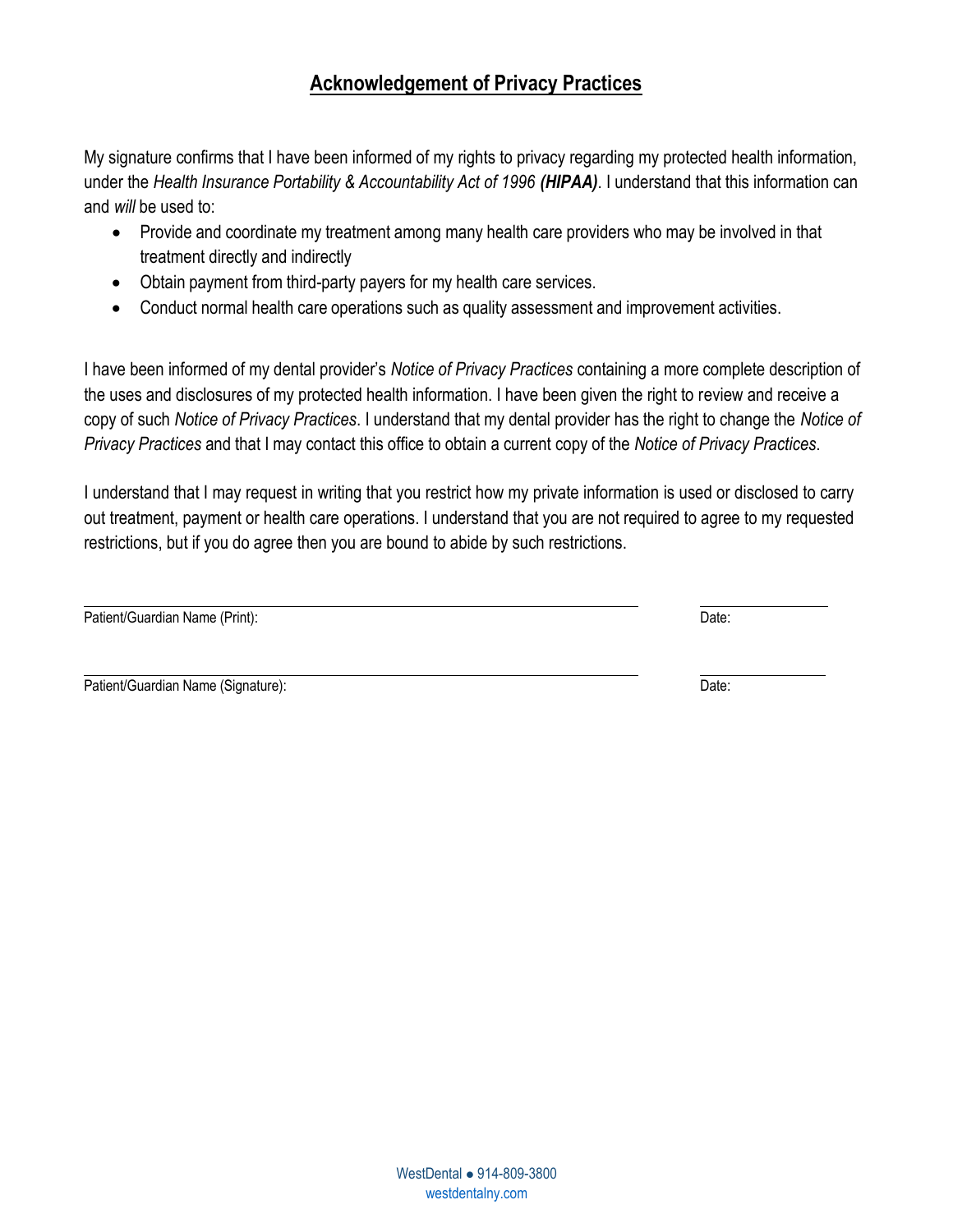# **Acknowledgement of Privacy Practices**

My signature confirms that I have been informed of my rights to privacy regarding my protected health information, under the *Health Insurance Portability & Accountability Act of 1996* ***(HIPAA)***. I understand that this information can and *will* be used to:

- Provide and coordinate my treatment among many health care providers who may be involved in that treatment directly and indirectly
- Obtain payment from third-party payers for my health care services.
- Conduct normal health care operations such as quality assessment and improvement activities.

I have been informed of my dental provider's *Notice of Privacy Practices* containing a more complete description of the uses and disclosures of my protected health information. I have been given the right to review and receive a copy of such *Notice of Privacy Practices*. I understand that my dental provider has the right to change the *Notice of Privacy Practices* and that I may contact this office to obtain a current copy of the *Notice of Privacy Practices*.

I understand that I may request in writing that you restrict how my private information is used or disclosed to carry out treatment, payment or health care operations. I understand that you are not required to agree to my requested restrictions, but if you do agree then you are bound to abide by such restrictions.

Patient/Guardian Name (Print): \_\_\_\_\_\_\_\_\_\_\_\_\_\_\_\_\_\_\_\_\_\_\_\_\_\_\_\_\_\_\_\_ Date: \_\_\_\_\_\_\_\_\_\_

Patient/Guardian Name (Signature): \_\_\_\_\_\_\_\_\_\_\_\_\_\_\_\_\_\_\_\_\_\_\_\_\_\_\_\_\_\_\_\_ Date: \_\_\_\_\_\_\_\_\_\_

WestDental ● 914-809-3800
westdentalny.com